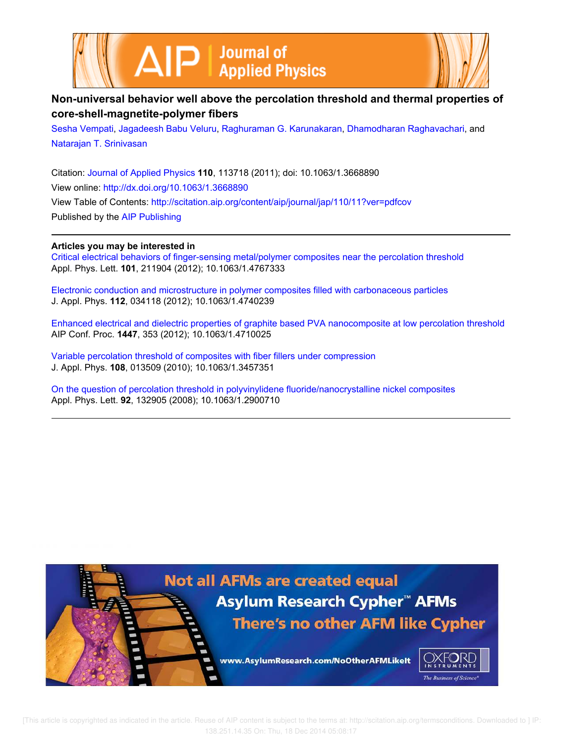# Non-universal behavior well above the percolation threshold and thermal properties of core-shell-magnetite-polymer fibers

Sesha Vempati, Jagadeesh Babu Veluru, Raghuraman G. Karunakaran, Dhamodharan Raghavachari, and Natarajan T. Srinivasan

Citation: Journal of Applied Physics **110**, 113718 (2011); doi: 10.1063/1.3668890

View online: http://dx.doi.org/10.1063/1.3668890

View Table of Contents: http://scitation.aip.org/content/aip/journal/jap/110/11?ver=pdfcov

Published by the AIP Publishing

**Articles you may be interested in**

Critical electrical behaviors of finger-sensing metal/polymer composites near the percolation threshold
Appl. Phys. Lett. **101**, 211904 (2012); 10.1063/1.4767333

Electronic conduction and microstructure in polymer composites filled with carbonaceous particles
J. Appl. Phys. **112**, 034118 (2012); 10.1063/1.4740239

Enhanced electrical and dielectric properties of graphite based PVA nanocomposite at low percolation threshold
AIP Conf. Proc. **1447**, 353 (2012); 10.1063/1.4710025

Variable percolation threshold of composites with fiber fillers under compression
J. Appl. Phys. **108**, 013509 (2010); 10.1063/1.3457351

On the question of percolation threshold in polyvinylidene fluoride/nanocrystalline nickel composites
Appl. Phys. Lett. **92**, 132905 (2008); 10.1063/1.2900710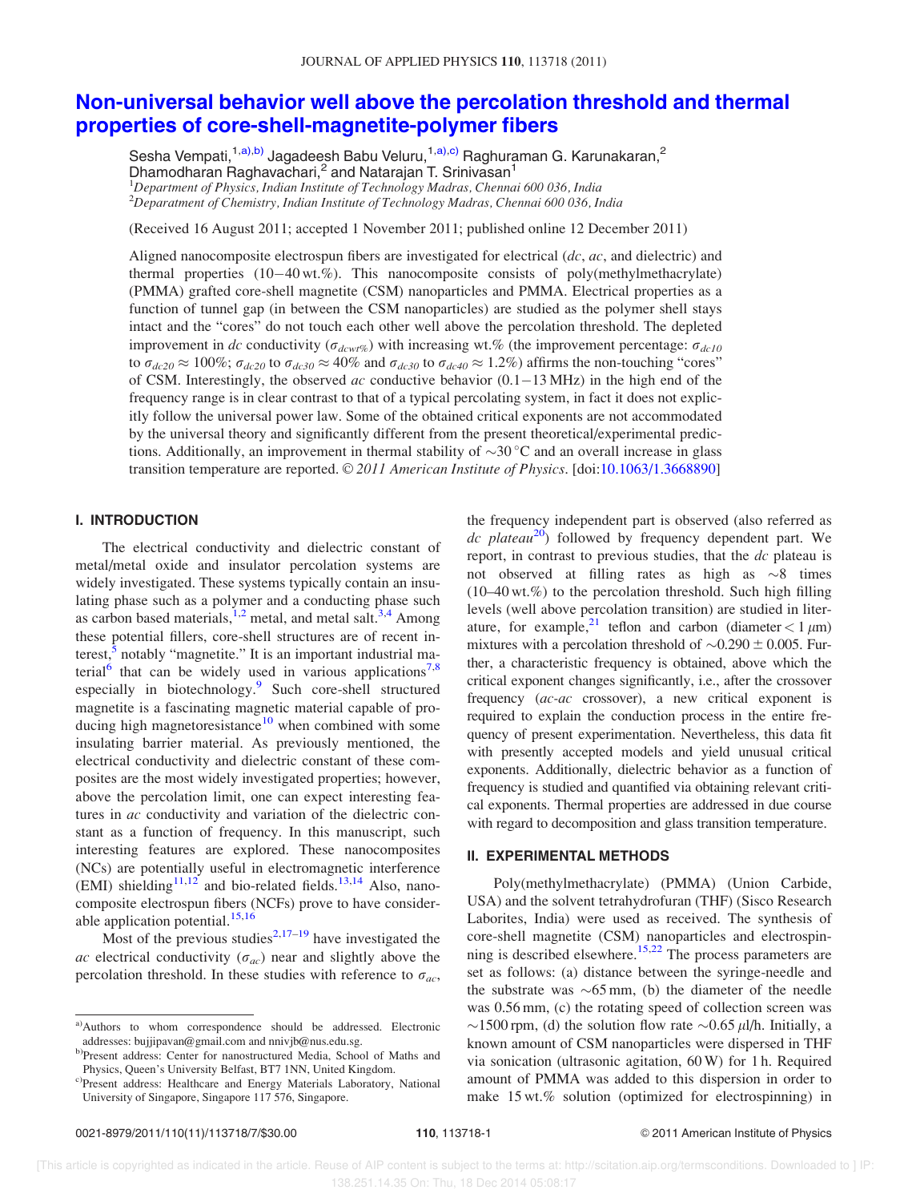# Non-universal behavior well above the percolation threshold and thermal properties of core-shell-magnetite-polymer fibers

Sesha Vempati,[1,a),b)] Jagadeesh Babu Veluru,[1,a),c)] Raghuraman G. Karunakaran,[2] Dhamodharan Raghavachari,[2] and Natarajan T. Srinivasan[1]

[1]*Department of Physics, Indian Institute of Technology Madras, Chennai 600 036, India*
[2]*Deparatment of Chemistry, Indian Institute of Technology Madras, Chennai 600 036, India*

(Received 16 August 2011; accepted 1 November 2011; published online 12 December 2011)

Aligned nanocomposite electrospun fibers are investigated for electrical (*dc*, *ac*, and dielectric) and thermal properties (10−40 wt.%). This nanocomposite consists of poly(methylmethacrylate) (PMMA) grafted core-shell magnetite (CSM) nanoparticles and PMMA. Electrical properties as a function of tunnel gap (in between the CSM nanoparticles) are studied as the polymer shell stays intact and the "cores" do not touch each other well above the percolation threshold. The depleted improvement in *dc* conductivity ($\sigma_{dcwt\%}$) with increasing wt.% (the improvement percentage: $\sigma_{dc10}$ to $\sigma_{dc20} \approx 100\%$; $\sigma_{dc20}$ to $\sigma_{dc30} \approx 40\%$ and $\sigma_{dc30}$ to $\sigma_{dc40} \approx 1.2\%$) affirms the non-touching "cores" of CSM. Interestingly, the observed *ac* conductive behavior (0.1−13 MHz) in the high end of the frequency range is in clear contrast to that of a typical percolating system, in fact it does not explicitly follow the universal power law. Some of the obtained critical exponents are not accommodated by the universal theory and significantly different from the present theoretical/experimental predictions. Additionally, an improvement in thermal stability of ~30 °C and an overall increase in glass transition temperature are reported. © *2011 American Institute of Physics*. [doi:10.1063/1.3668890]

## I. INTRODUCTION

The electrical conductivity and dielectric constant of metal/metal oxide and insulator percolation systems are widely investigated. These systems typically contain an insulating phase such as a polymer and a conducting phase such as carbon based materials,[1,2] metal, and metal salt.[3,4] Among these potential fillers, core-shell structures are of recent interest,[5] notably "magnetite." It is an important industrial material[6] that can be widely used in various applications[7,8] especially in biotechnology.[9] Such core-shell structured magnetite is a fascinating magnetic material capable of producing high magnetoresistance[10] when combined with some insulating barrier material. As previously mentioned, the electrical conductivity and dielectric constant of these composites are the most widely investigated properties; however, above the percolation limit, one can expect interesting features in *ac* conductivity and variation of the dielectric constant as a function of frequency. In this manuscript, such interesting features are explored. These nanocomposites (NCs) are potentially useful in electromagnetic interference (EMI) shielding[11,12] and bio-related fields.[13,14] Also, nanocomposite electrospun fibers (NCFs) prove to have considerable application potential.[15,16]

Most of the previous studies[2,17–19] have investigated the *ac* electrical conductivity ($\sigma_{ac}$) near and slightly above the percolation threshold. In these studies with reference to $\sigma_{ac}$, the frequency independent part is observed (also referred as *dc plateau*[20]) followed by frequency dependent part. We report, in contrast to previous studies, that the *dc* plateau is not observed at filling rates as high as ~8 times (10–40 wt.%) to the percolation threshold. Such high filling levels (well above percolation transition) are studied in literature, for example,[21] teflon and carbon (diameter < 1 μm) mixtures with a percolation threshold of ~0.290 ± 0.005. Further, a characteristic frequency is obtained, above which the critical exponent changes significantly, i.e., after the crossover frequency (*ac-ac* crossover), a new critical exponent is required to explain the conduction process in the entire frequency of present experimentation. Nevertheless, this data fit with presently accepted models and yield unusual critical exponents. Additionally, dielectric behavior as a function of frequency is studied and quantified via obtaining relevant critical exponents. Thermal properties are addressed in due course with regard to decomposition and glass transition temperature.

## II. EXPERIMENTAL METHODS

Poly(methylmethacrylate) (PMMA) (Union Carbide, USA) and the solvent tetrahydrofuran (THF) (Sisco Research Laborites, India) were used as received. The synthesis of core-shell magnetite (CSM) nanoparticles and electrospinning is described elsewhere.[15,22] The process parameters are set as follows: (a) distance between the syringe-needle and the substrate was ~65 mm, (b) the diameter of the needle was 0.56 mm, (c) the rotating speed of collection screen was ~1500 rpm, (d) the solution flow rate ~0.65 μl/h. Initially, a known amount of CSM nanoparticles were dispersed in THF via sonication (ultrasonic agitation, 60 W) for 1 h. Required amount of PMMA was added to this dispersion in order to make 15 wt.% solution (optimized for electrospinning) in

---

a)Authors to whom correspondence should be addressed. Electronic addresses: bujjipavan@gmail.com and nnivjb@nus.edu.sg.
b)Present address: Center for nanostructured Media, School of Maths and Physics, Queen's University Belfast, BT7 1NN, United Kingdom.
c)Present address: Healthcare and Energy Materials Laboratory, National University of Singapore, Singapore 117 576, Singapore.

0021-8979/2011/110(11)/113718/7/$30.00 © 2011 American Institute of Physics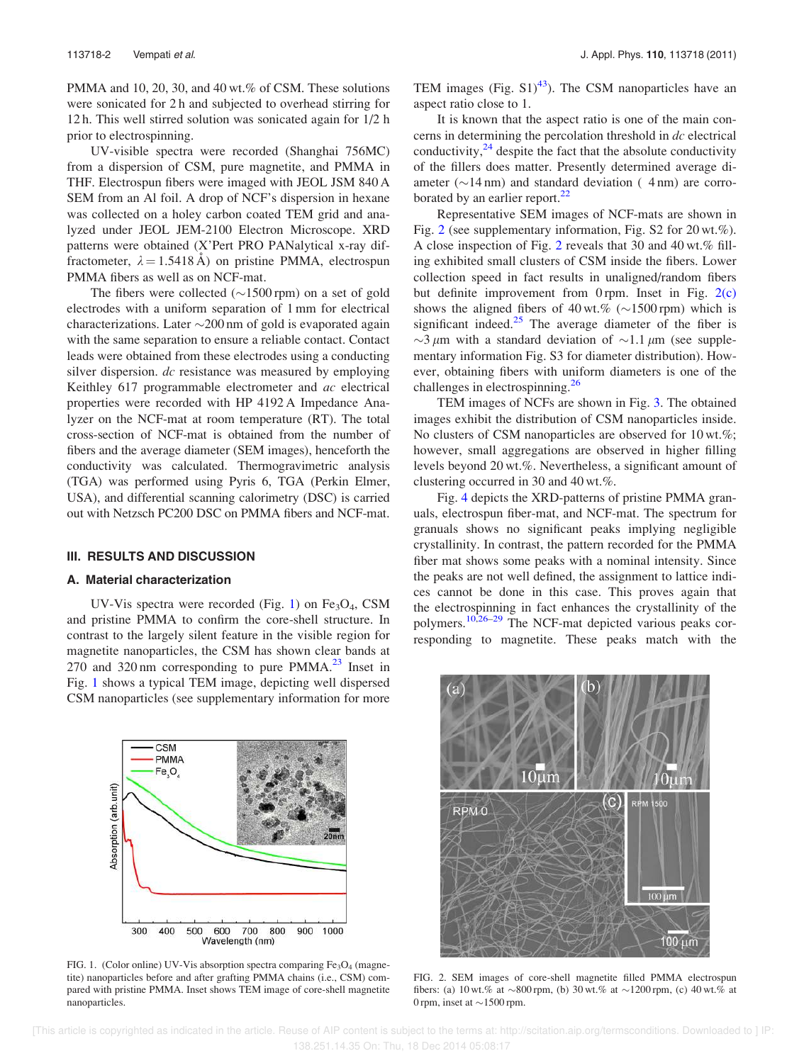PMMA and 10, 20, 30, and 40 wt.% of CSM. These solutions were sonicated for 2 h and subjected to overhead stirring for 12 h. This well stirred solution was sonicated again for 1/2 h prior to electrospinning.

UV-visible spectra were recorded (Shanghai 756MC) from a dispersion of CSM, pure magnetite, and PMMA in THF. Electrospun fibers were imaged with JEOL JSM 840 A SEM from an Al foil. A drop of NCF's dispersion in hexane was collected on a holey carbon coated TEM grid and analyzed under JEOL JEM-2100 Electron Microscope. XRD patterns were obtained (X'Pert PRO PANalytical x-ray diffractometer, $\lambda = 1.5418$ Å) on pristine PMMA, electrospun PMMA fibers as well as on NCF-mat.

The fibers were collected (~1500 rpm) on a set of gold electrodes with a uniform separation of 1 mm for electrical characterizations. Later ~200 nm of gold is evaporated again with the same separation to ensure a reliable contact. Contact leads were obtained from these electrodes using a conducting silver dispersion. *dc* resistance was measured by employing Keithley 617 programmable electrometer and *ac* electrical properties were recorded with HP 4192 A Impedance Analyzer on the NCF-mat at room temperature (RT). The total cross-section of NCF-mat is obtained from the number of fibers and the average diameter (SEM images), henceforth the conductivity was calculated. Thermogravimetric analysis (TGA) was performed using Pyris 6, TGA (Perkin Elmer, USA), and differential scanning calorimetry (DSC) is carried out with Netzsch PC200 DSC on PMMA fibers and NCF-mat.

## III. RESULTS AND DISCUSSION

### A. Material characterization

UV-Vis spectra were recorded (Fig. 1) on $Fe_3O_4$, CSM and pristine PMMA to confirm the core-shell structure. In contrast to the largely silent feature in the visible region for magnetite nanoparticles, the CSM has shown clear bands at 270 and 320 nm corresponding to pure PMMA.[23] Inset in Fig. 1 shows a typical TEM image, depicting well dispersed CSM nanoparticles (see supplementary information for more TEM images (Fig. S1)[43]). The CSM nanoparticles have an aspect ratio close to 1.

FIG. 1. (Color online) UV-Vis absorption spectra comparing $Fe_3O_4$ (magnetite) nanoparticles before and after grafting PMMA chains (i.e., CSM) compared with pristine PMMA. Inset shows TEM image of core-shell magnetite nanoparticles.

It is known that the aspect ratio is one of the main concerns in determining the percolation threshold in *dc* electrical conductivity,[24] despite the fact that the absolute conductivity of the fillers does matter. Presently determined average diameter (~14 nm) and standard deviation ( 4 nm) are corroborated by an earlier report.[22]

Representative SEM images of NCF-mats are shown in Fig. 2 (see supplementary information, Fig. S2 for 20 wt.%). A close inspection of Fig. 2 reveals that 30 and 40 wt.% filling exhibited small clusters of CSM inside the fibers. Lower collection speed in fact results in unaligned/random fibers but definite improvement from 0 rpm. Inset in Fig. 2(c) shows the aligned fibers of 40 wt.% (~1500 rpm) which is significant indeed.[25] The average diameter of the fiber is ~3 $\mu$m with a standard deviation of ~1.1 $\mu$m (see supplementary information Fig. S3 for diameter distribution). However, obtaining fibers with uniform diameters is one of the challenges in electrospinning.[26]

TEM images of NCFs are shown in Fig. 3. The obtained images exhibit the distribution of CSM nanoparticles inside. No clusters of CSM nanoparticles are observed for 10 wt.%; however, small aggregations are observed in higher filling levels beyond 20 wt.%. Nevertheless, a significant amount of clustering occurred in 30 and 40 wt.%.

Fig. 4 depicts the XRD-patterns of pristine PMMA granuals, electrospun fiber-mat, and NCF-mat. The spectrum for granuals shows no significant peaks implying negligible crystallinity. In contrast, the pattern recorded for the PMMA fiber mat shows some peaks with a nominal intensity. Since the peaks are not well defined, the assignment to lattice indices cannot be done in this case. This proves again that the electrospinning in fact enhances the crystallinity of the polymers.[10,26–29] The NCF-mat depicted various peaks corresponding to magnetite. These peaks match with the

FIG. 2. SEM images of core-shell magnetite filled PMMA electrospun fibers: (a) 10 wt.% at ~800 rpm, (b) 30 wt.% at ~1200 rpm, (c) 40 wt.% at 0 rpm, inset at ~1500 rpm.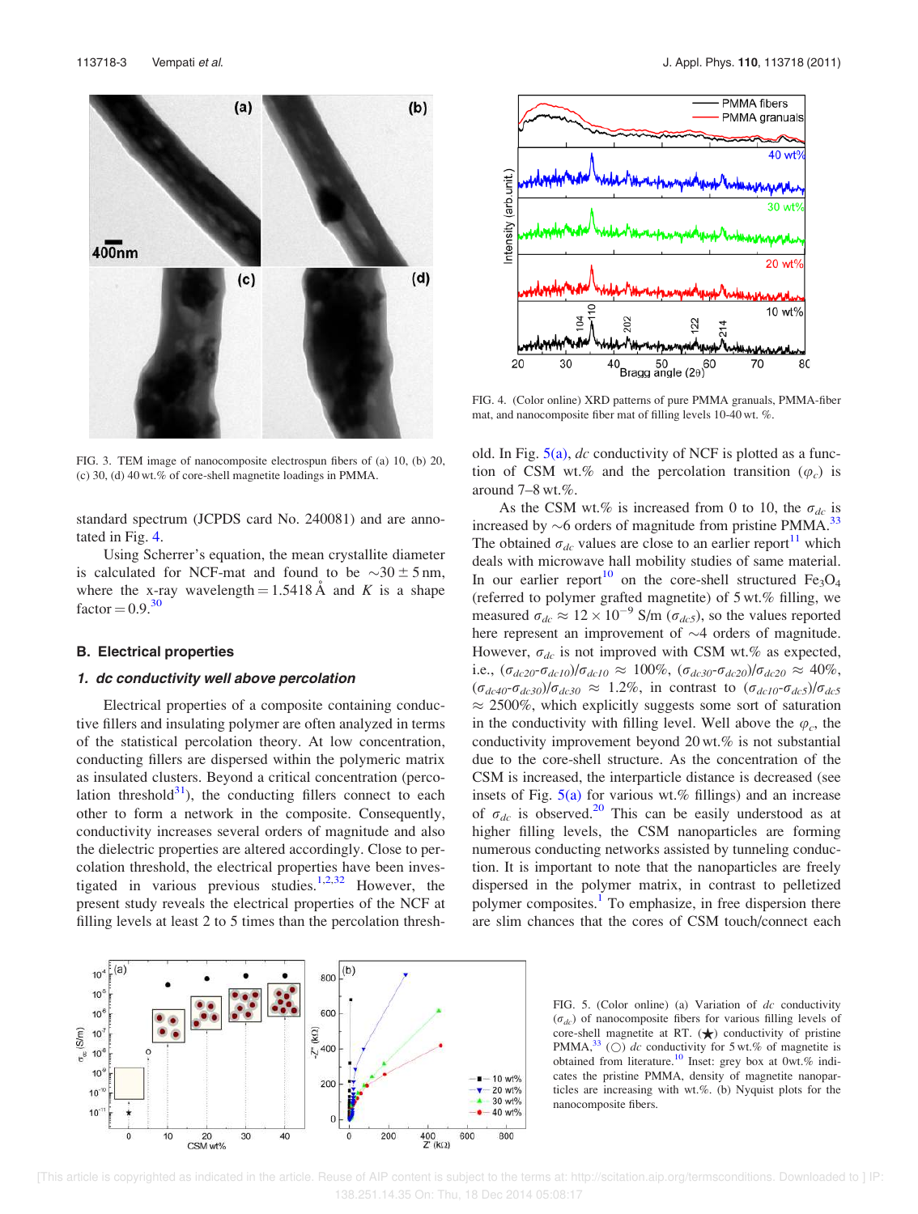FIG. 3. TEM image of nanocomposite electrospun fibers of (a) 10, (b) 20, (c) 30, (d) 40 wt.% of core-shell magnetite loadings in PMMA.

FIG. 4. (Color online) XRD patterns of pure PMMA granuals, PMMA-fiber mat, and nanocomposite fiber mat of filling levels 10-40 wt. %.

standard spectrum (JCPDS card No. 240081) and are annotated in Fig. 4.

Using Scherrer's equation, the mean crystallite diameter is calculated for NCF-mat and found to be $\sim 30 \pm 5$ nm, where the x-ray wavelength = 1.5418 Å and $K$ is a shape factor = 0.9.[30]

### B. Electrical properties

#### 1. dc conductivity well above percolation

Electrical properties of a composite containing conductive fillers and insulating polymer are often analyzed in terms of the statistical percolation theory. At low concentration, conducting fillers are dispersed within the polymeric matrix as insulated clusters. Beyond a critical concentration (percolation threshold[31]), the conducting fillers connect to each other to form a network in the composite. Consequently, conductivity increases several orders of magnitude and also the dielectric properties are altered accordingly. Close to percolation threshold, the electrical properties have been investigated in various previous studies.[1,2,32] However, the present study reveals the electrical properties of the NCF at filling levels at least 2 to 5 times than the percolation threshold. In Fig. 5(a), *dc* conductivity of NCF is plotted as a function of CSM wt.% and the percolation transition ($\varphi_c$) is around 7–8 wt.%.

As the CSM wt.% is increased from 0 to 10, the $\sigma_{dc}$ is increased by ~6 orders of magnitude from pristine PMMA.[33] The obtained $\sigma_{dc}$ values are close to an earlier report[11] which deals with microwave hall mobility studies of same material. In our earlier report[10] on the core-shell structured $Fe_3O_4$ (referred to polymer grafted magnetite) of 5 wt.% filling, we measured $\sigma_{dc} \approx 12 \times 10^{-9}$ S/m ($\sigma_{dc5}$), so the values reported here represent an improvement of ~4 orders of magnitude. However, $\sigma_{dc}$ is not improved with CSM wt.% as expected, i.e., $(\sigma_{dc20}\text{-}\sigma_{dc10})/\sigma_{dc10} \approx 100\%$, $(\sigma_{dc30}\text{-}\sigma_{dc20})/\sigma_{dc20} \approx 40\%$, $(\sigma_{dc40}\text{-}\sigma_{dc30})/\sigma_{dc30} \approx 1.2\%$, in contrast to $(\sigma_{dc10}\text{-}\sigma_{dc5})/\sigma_{dc5} \approx 2500\%$, which explicitly suggests some sort of saturation in the conductivity with filling level. Well above the $\varphi_c$, the conductivity improvement beyond 20 wt.% is not substantial due to the core-shell structure. As the concentration of the CSM is increased, the interparticle distance is decreased (see insets of Fig. 5(a) for various wt.% fillings) and an increase of $\sigma_{dc}$ is observed.[20] This can be easily understood as at higher filling levels, the CSM nanoparticles are forming numerous conducting networks assisted by tunneling conduction. It is important to note that the nanoparticles are freely dispersed in the polymer matrix, in contrast to pelletized polymer composites.[1] To emphasize, in free dispersion there are slim chances that the cores of CSM touch/connect each

FIG. 5. (Color online) (a) Variation of *dc* conductivity ($\sigma_{dc}$) of nanocomposite fibers for various filling levels of core-shell magnetite at RT. (★) conductivity of pristine PMMA,[33] (○) *dc* conductivity for 5 wt.% of magnetite is obtained from literature.[10] Inset: grey box at 0wt.% indicates the pristine PMMA, density of magnetite nanoparticles are increasing with wt.%. (b) Nyquist plots for the nanocomposite fibers.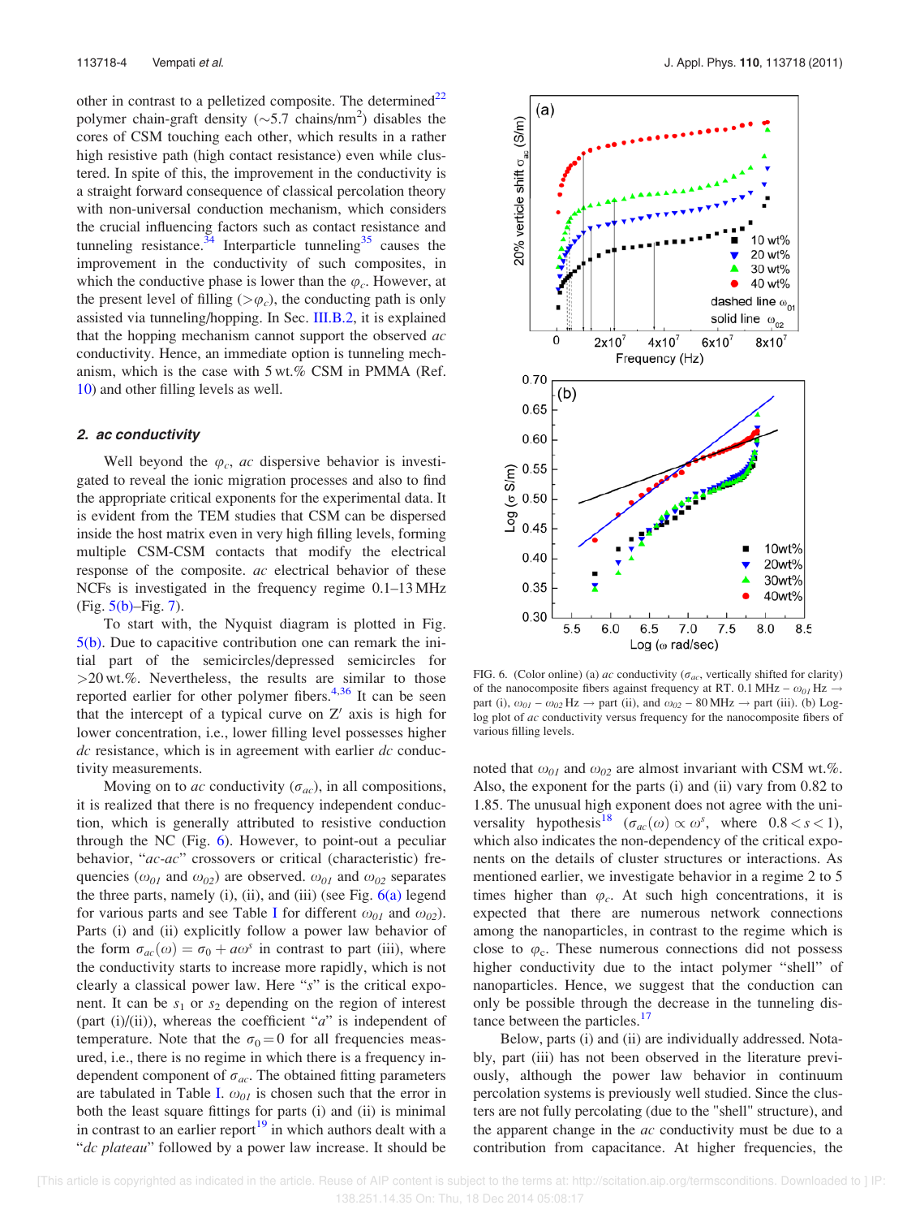other in contrast to a pelletized composite. The determined[22] polymer chain-graft density (~5.7 chains/nm$^2$) disables the cores of CSM touching each other, which results in a rather high resistive path (high contact resistance) even while clustered. In spite of this, the improvement in the conductivity is a straight forward consequence of classical percolation theory with non-universal conduction mechanism, which considers the crucial influencing factors such as contact resistance and tunneling resistance.[34] Interparticle tunneling[35] causes the improvement in the conductivity of such composites, in which the conductive phase is lower than the $\varphi_c$. However, at the present level of filling ($>\varphi_c$), the conducting path is only assisted via tunneling/hopping. In Sec. III.B.2, it is explained that the hopping mechanism cannot support the observed *ac* conductivity. Hence, an immediate option is tunneling mechanism, which is the case with 5 wt.% CSM in PMMA (Ref. 10) and other filling levels as well.

### 2. ac conductivity

Well beyond the $\varphi_c$, *ac* dispersive behavior is investigated to reveal the ionic migration processes and also to find the appropriate critical exponents for the experimental data. It is evident from the TEM studies that CSM can be dispersed inside the host matrix even in very high filling levels, forming multiple CSM-CSM contacts that modify the electrical response of the composite. *ac* electrical behavior of these NCFs is investigated in the frequency regime 0.1–13 MHz (Fig. 5(b)–Fig. 7).

To start with, the Nyquist diagram is plotted in Fig. 5(b). Due to capacitive contribution one can remark the initial part of the semicircles/depressed semicircles for >20 wt.%. Nevertheless, the results are similar to those reported earlier for other polymer fibers.[4,36] It can be seen that the intercept of a typical curve on Z′ axis is high for lower concentration, i.e., lower filling level possesses higher *dc* resistance, which is in agreement with earlier *dc* conductivity measurements.

Moving on to *ac* conductivity ($\sigma_{ac}$), in all compositions, it is realized that there is no frequency independent conduction, which is generally attributed to resistive conduction through the NC (Fig. 6). However, to point-out a peculiar behavior, "*ac-ac*" crossovers or critical (characteristic) frequencies ($\omega_{01}$ and $\omega_{02}$) are observed. $\omega_{01}$ and $\omega_{02}$ separates the three parts, namely (i), (ii), and (iii) (see Fig. 6(a) legend for various parts and see Table I for different $\omega_{01}$ and $\omega_{02}$). Parts (i) and (ii) explicitly follow a power law behavior of the form $\sigma_{ac}(\omega) = \sigma_0 + a\omega^s$ in contrast to part (iii), where the conductivity starts to increase more rapidly, which is not clearly a classical power law. Here "*s*" is the critical exponent. It can be $s_1$ or $s_2$ depending on the region of interest (part (i)/(ii)), whereas the coefficient "*a*" is independent of temperature. Note that the $\sigma_0 = 0$ for all frequencies measured, i.e., there is no regime in which there is a frequency independent component of $\sigma_{ac}$. The obtained fitting parameters are tabulated in Table I. $\omega_{01}$ is chosen such that the error in both the least square fittings for parts (i) and (ii) is minimal in contrast to an earlier report[19] in which authors dealt with a "*dc plateau*" followed by a power law increase. It should be noted that $\omega_{01}$ and $\omega_{02}$ are almost invariant with CSM wt.%. Also, the exponent for the parts (i) and (ii) vary from 0.82 to 1.85. The unusual high exponent does not agree with the universality hypothesis[18] ($\sigma_{ac}(\omega) \propto \omega^s$, where $0.8 < s < 1$), which also indicates the non-dependency of the critical exponents on the details of cluster structures or interactions. As mentioned earlier, we investigate behavior in a regime 2 to 5 times higher than $\varphi_c$. At such high concentrations, it is expected that there are numerous network connections among the nanoparticles, in contrast to the regime which is close to $\varphi_c$. These numerous connections did not possess higher conductivity due to the intact polymer "shell" of nanoparticles. Hence, we suggest that the conduction can only be possible through the decrease in the tunneling distance between the particles.[17]

FIG. 6. (Color online) (a) *ac* conductivity ($\sigma_{ac}$, vertically shifted for clarity) of the nanocomposite fibers against frequency at RT. 0.1 MHz – $\omega_{01}$ Hz → part (i), $\omega_{01}$ – $\omega_{02}$ Hz → part (ii), and $\omega_{02}$ – 80 MHz → part (iii). (b) Log-log plot of *ac* conductivity versus frequency for the nanocomposite fibers of various filling levels.

Below, parts (i) and (ii) are individually addressed. Notably, part (iii) has not been observed in the literature previously, although the power law behavior in continuum percolation systems is previously well studied. Since the clusters are not fully percolating (due to the "shell" structure), and the apparent change in the *ac* conductivity must be due to a contribution from capacitance. At higher frequencies, the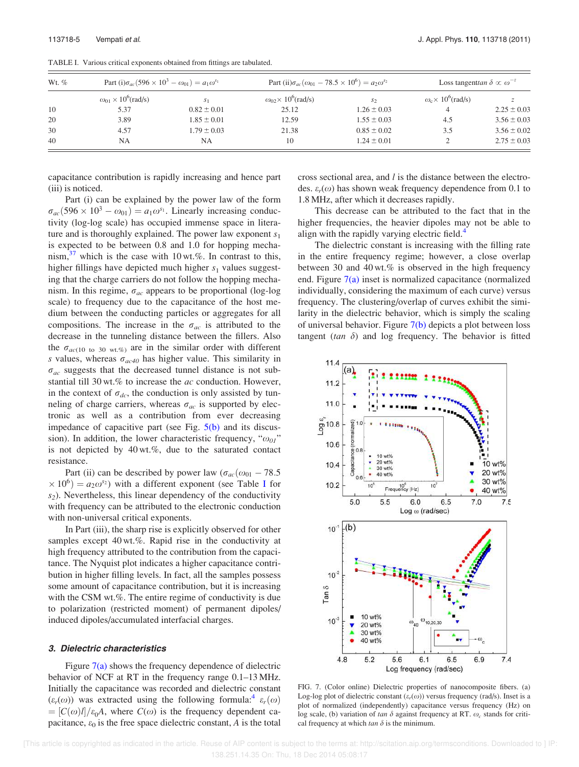TABLE I. Various critical exponents obtained from fittings are tabulated.

| Wt. % | Part (i)$\sigma_{ac}(596 \times 10^3 - \omega_{01}) = a_1\omega^{s_1}$ | | Part (ii)$\sigma_{ac}(\omega_{01} - 78.5 \times 10^6) = a_2\omega^{s_2}$ | | Loss tangent$\tan\,\delta \propto \omega^{-z}$ | |
|---|---|---|---|---|---|---|
| | $\omega_{01} \times 10^6$(rad/s) | $s_1$ | $\omega_{02} \times 10^6$(rad/s) | $s_2$ | $\omega_c \times 10^6$(rad/s) | $z$ |
| 10 | 5.37 | $0.82 \pm 0.01$ | 25.12 | $1.26 \pm 0.03$ | 4 | $2.25 \pm 0.03$ |
| 20 | 3.89 | $1.85 \pm 0.01$ | 12.59 | $1.55 \pm 0.03$ | 4.5 | $3.56 \pm 0.03$ |
| 30 | 4.57 | $1.79 \pm 0.03$ | 21.38 | $0.85 \pm 0.02$ | 3.5 | $3.56 \pm 0.02$ |
| 40 | NA | NA | 10 | $1.24 \pm 0.01$ | 2 | $2.75 \pm 0.03$ |

capacitance contribution is rapidly increasing and hence part (iii) is noticed.

Part (i) can be explained by the power law of the form $\sigma_{ac}(596 \times 10^3 - \omega_{01}) = a_1\omega^{s_1}$. Linearly increasing conductivity (log-log scale) has occupied immense space in literature and is thoroughly explained. The power law exponent $s_1$ is expected to be between 0.8 and 1.0 for hopping mechanism,[37] which is the case with 10 wt.%. In contrast to this, higher fillings have depicted much higher $s_1$ values suggesting that the charge carriers do not follow the hopping mechanism. In this regime, $\sigma_{ac}$ appears to be proportional (log-log scale) to frequency due to the capacitance of the host medium between the conducting particles or aggregates for all compositions. The increase in the $\sigma_{ac}$ is attributed to the decrease in the tunneling distance between the fillers. Also the $\sigma_{ac(10\text{ to }30\text{ wt.\%})}$ are in the similar order with different $s$ values, whereas $\sigma_{ac40}$ has higher value. This similarity in $\sigma_{ac}$ suggests that the decreased tunnel distance is not substantial till 30 wt.% to increase the *ac* conduction. However, in the context of $\sigma_{dc}$, the conduction is only assisted by tunneling of charge carriers, whereas $\sigma_{ac}$ is supported by electronic as well as a contribution from ever decreasing impedance of capacitive part (see Fig. 5(b) and its discussion). In addition, the lower characteristic frequency, "$\omega_{01}$" is not depicted by 40 wt.%, due to the saturated contact resistance.

Part (ii) can be described by power law ($\sigma_{ac}(\omega_{01} - 78.5 \times 10^6) = a_2\omega^{s_2}$) with a different exponent (see Table I for $s_2$). Nevertheless, this linear dependency of the conductivity with frequency can be attributed to the electronic conduction with non-universal critical exponents.

In Part (iii), the sharp rise is explicitly observed for other samples except 40 wt.%. Rapid rise in the conductivity at high frequency attributed to the contribution from the capacitance. The Nyquist plot indicates a higher capacitance contribution in higher filling levels. In fact, all the samples possess some amount of capacitance contribution, but it is increasing with the CSM wt.%. The entire regime of conductivity is due to polarization (restricted moment) of permanent dipoles/induced dipoles/accumulated interfacial charges.

### 3. Dielectric characteristics

Figure 7(a) shows the frequency dependence of dielectric behavior of NCF at RT in the frequency range 0.1–13 MHz. Initially the capacitance was recorded and dielectric constant ($\varepsilon_r(\omega)$) was extracted using the following formula:[4] $\varepsilon_r(\omega) = [C(\omega)l]/\varepsilon_0 A$, where $C(\omega)$ is the frequency dependent capacitance, $\varepsilon_0$ is the free space dielectric constant, $A$ is the total cross sectional area, and $l$ is the distance between the electrodes. $\varepsilon_r(\omega)$ has shown weak frequency dependence from 0.1 to 1.8 MHz, after which it decreases rapidly.

This decrease can be attributed to the fact that in the higher frequencies, the heavier dipoles may not be able to align with the rapidly varying electric field.[4]

The dielectric constant is increasing with the filling rate in the entire frequency regime; however, a close overlap between 30 and 40 wt.% is observed in the high frequency end. Figure 7(a) inset is normalized capacitance (normalized individually, considering the maximum of each curve) versus frequency. The clustering/overlap of curves exhibit the similarity in the dielectric behavior, which is simply the scaling of universal behavior. Figure 7(b) depicts a plot between loss tangent ($\tan\,\delta$) and log frequency. The behavior is fitted

FIG. 7. (Color online) Dielectric properties of nanocomposite fibers. (a) Log-log plot of dielectric constant ($\varepsilon_r(\omega)$) versus frequency (rad/s). Inset is a plot of normalized (independently) capacitance versus frequency (Hz) on log scale, (b) variation of $\tan\,\delta$ against frequency at RT. $\omega_c$ stands for critical frequency at which $\tan\,\delta$ is the minimum.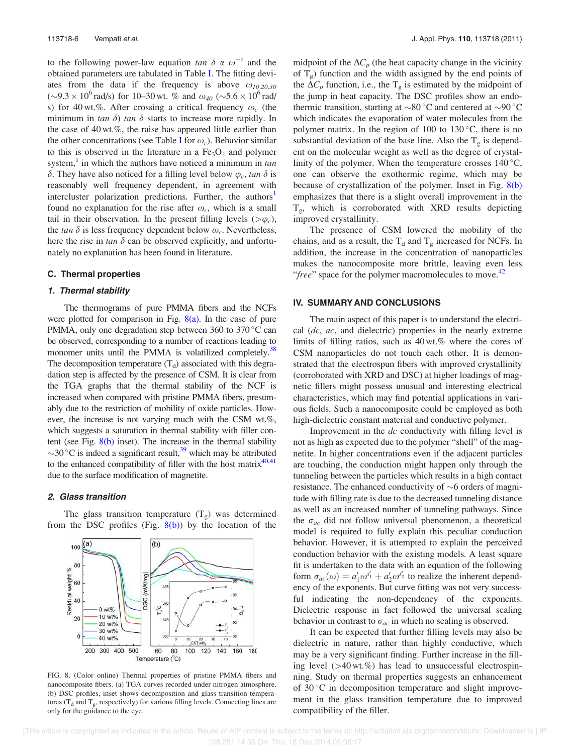to the following power-law equation $tan\ \delta \propto \omega^{-z}$ and the obtained parameters are tabulated in Table I. The fitting deviates from the data if the frequency is above $\omega_{10,20,30}$ ($\sim 9.3 \times 10^6$ rad/s) for 10–30 wt. % and $\omega_{40}$ ($\sim 5.6 \times 10^6$ rad/s) for 40 wt.%. After crossing a critical frequency $\omega_c$ (the minimum in $tan\ \delta$) $tan\ \delta$ starts to increase more rapidly. In the case of 40 wt.%, the raise has appeared little earlier than the other concentrations (see Table I for $\omega_c$). Behavior similar to this is observed in the literature in a $Fe_3O_4$ and polymer system,[1] in which the authors have noticed a minimum in $tan\ \delta$. They have also noticed for a filling level below $\varphi_c$, $tan\ \delta$ is reasonably well frequency dependent, in agreement with intercluster polarization predictions. Further, the authors[1] found no explanation for the rise after $\omega_c$, which is a small tail in their observation. In the present filling levels ($>\varphi_c$), the $tan\ \delta$ is less frequency dependent below $\omega_c$. Nevertheless, here the rise in $tan\ \delta$ can be observed explicitly, and unfortunately no explanation has been found in literature.

### C. Thermal properties

#### 1. Thermal stability

The thermograms of pure PMMA fibers and the NCFs were plotted for comparison in Fig. 8(a). In the case of pure PMMA, only one degradation step between 360 to 370 °C can be observed, corresponding to a number of reactions leading to monomer units until the PMMA is volatilized completely.[38] The decomposition temperature ($T_d$) associated with this degradation step is affected by the presence of CSM. It is clear from the TGA graphs that the thermal stability of the NCF is increased when compared with pristine PMMA fibers, presumably due to the restriction of mobility of oxide particles. However, the increase is not varying much with the CSM wt.%, which suggests a saturation in thermal stability with filler content (see Fig. 8(b) inset). The increase in the thermal stability ~30 °C is indeed a significant result,[39] which may be attributed to the enhanced compatibility of filler with the host matrix[40,41] due to the surface modification of magnetite.

#### 2. Glass transition

The glass transition temperature ($T_g$) was determined from the DSC profiles (Fig. 8(b)) by the location of the midpoint of the $\Delta C_p$ (the heat capacity change in the vicinity of $T_g$) function and the width assigned by the end points of the $\Delta C_p$ function, i.e., the $T_g$ is estimated by the midpoint of the jump in heat capacity. The DSC profiles show an endothermic transition, starting at ~80 °C and centered at ~90 °C which indicates the evaporation of water molecules from the polymer matrix. In the region of 100 to 130 °C, there is no substantial deviation of the base line. Also the $T_g$ is dependent on the molecular weight as well as the degree of crystallinity of the polymer. When the temperature crosses 140 °C, one can observe the exothermic regime, which may be because of crystallization of the polymer. Inset in Fig. 8(b) emphasizes that there is a slight overall improvement in the $T_g$, which is corroborated with XRD results depicting improved crystallinity.

The presence of CSM lowered the mobility of the chains, and as a result, the $T_d$ and $T_g$ increased for NCFs. In addition, the increase in the concentration of nanoparticles makes the nanocomposite more brittle, leaving even less "*free*" space for the polymer macromolecules to move.[42]

FIG. 8. (Color online) Thermal properties of pristine PMMA fibers and nanocomposite fibers. (a) TGA curves recorded under nitrogen atmosphere. (b) DSC profiles, inset shows decomposition and glass transition temperatures ($T_d$ and $T_g$, respectively) for various filling levels. Connecting lines are only for the guidance to the eye.

## IV. SUMMARY AND CONCLUSIONS

The main aspect of this paper is to understand the electrical (*dc*, *ac*, and dielectric) properties in the nearly extreme limits of filling ratios, such as 40 wt.% where the cores of CSM nanoparticles do not touch each other. It is demonstrated that the electrospun fibers with improved crystallinity (corroborated with XRD and DSC) at higher loadings of magnetic fillers might possess unusual and interesting electrical characteristics, which may find potential applications in various fields. Such a nanocomposite could be employed as both high-dielectric constant material and conductive polymer.

Improvement in the *dc* conductivity with filling level is not as high as expected due to the polymer "shell" of the magnetite. In higher concentrations even if the adjacent particles are touching, the conduction might happen only through the tunneling between the particles which results in a high contact resistance. The enhanced conductivity of ~6 orders of magnitude with filling rate is due to the decreased tunneling distance as well as an increased number of tunneling pathways. Since the $\sigma_{ac}$ did not follow universal phenomenon, a theoretical model is required to fully explain this peculiar conduction behavior. However, it is attempted to explain the perceived conduction behavior with the existing models. A least square fit is undertaken to the data with an equation of the following form $\sigma_{ac}(\omega) = a_1' \omega^{s_1'} + a_2' \omega^{s_2'}$ to realize the inherent dependency of the exponents. But curve fitting was not very successful indicating the non-dependency of the exponents. Dielectric response in fact followed the universal scaling behavior in contrast to $\sigma_{ac}$ in which no scaling is observed.

It can be expected that further filling levels may also be dielectric in nature, rather than highly conductive, which may be a very significant finding. Further increase in the filling level (>40 wt.%) has lead to unsuccessful electrospinning. Study on thermal properties suggests an enhancement of 30 °C in decomposition temperature and slight improvement in the glass transition temperature due to improved compatibility of the filler.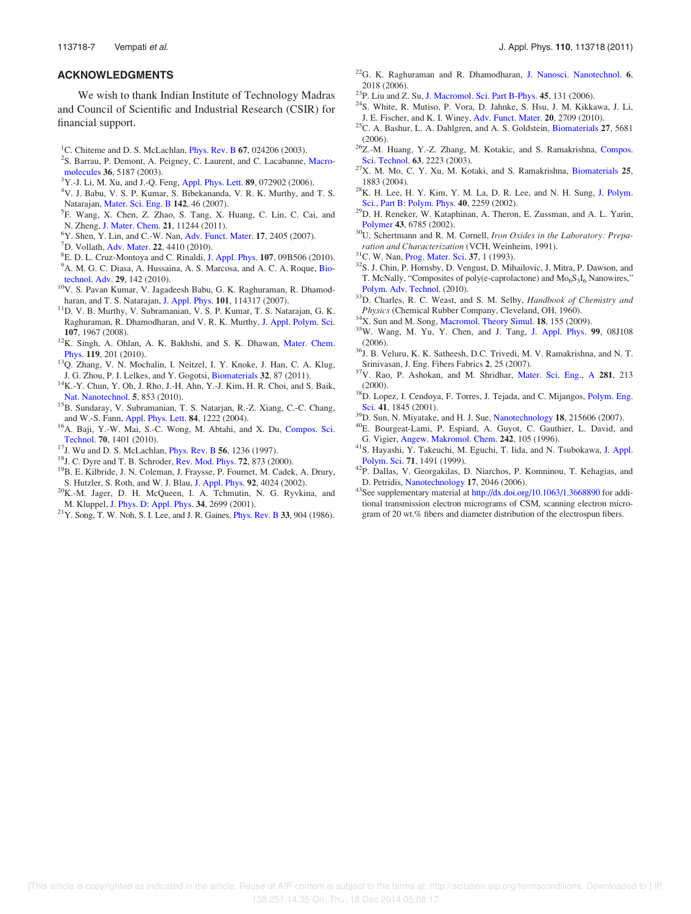## ACKNOWLEDGMENTS

We wish to thank Indian Institute of Technology Madras and Council of Scientific and Industrial Research (CSIR) for financial support.

[1] C. Chiteme and D. S. McLachlan, Phys. Rev. B **67**, 024206 (2003).
[2] S. Barrau, P. Demont, A. Peigney, C. Laurent, and C. Lacabanne, Macromolecules **36**, 5187 (2003).
[3] Y.-J. Li, M. Xu, and J.-Q. Feng, Appl. Phys. Lett. **89**, 072902 (2006).
[4] V. J. Babu, V. S. P. Kumar, S. Bibekananda, V. R. K. Murthy, and T. S. Natarajan, Mater. Sci. Eng. B **142**, 46 (2007).
[5] F. Wang, X. Chen, Z. Zhao, S. Tang, X. Huang, C. Lin, C. Cai, and N. Zheng, J. Mater. Chem. **21**, 11244 (2011).
[6] Y. Shen, Y. Lin, and C.-W. Nan, Adv. Funct. Mater. **17**, 2405 (2007).
[7] D. Vollath, Adv. Mater. **22**, 4410 (2010).
[8] E. D. L. Cruz-Montoya and C. Rinaldi, J. Appl. Phys. **107**, 09B506 (2010).
[9] A. M. G. C. Diasa, A. Hussaina, A. S. Marcosa, and A. C. A. Roque, Biotechnol. Adv. **29**, 142 (2010).
[10] V. S. Pavan Kumar, V. Jagadeesh Babu, G. K. Raghuraman, R. Dhamodharan, and T. S. Natarajan, J. Appl. Phys. **101**, 114317 (2007).
[11] D. V. B. Murthy, V. Subramanian, V. S. P. Kumar, T. S. Natarajan, G. K. Raghuraman, R. Dhamodharan, and V. R. K. Murthy, J. Appl. Polym. Sci. **107**, 1967 (2008).
[12] K. Singh, A. Ohlan, A. K. Bakhshi, and S. K. Dhawan, Mater. Chem. Phys. **119**, 201 (2010).
[13] Q. Zhang, V. N. Mochalin, I. Neitzel, I. Y. Knoke, J. Han, C. A. Klug, J. G. Zhou, P. I. Lelkes, and Y. Gogotsi, Biomaterials **32**, 87 (2011).
[14] K.-Y. Chun, Y. Oh, J. Rho, J.-H. Ahn, Y.-J. Kim, H. R. Choi, and S. Baik, Nat. Nanotechnol. **5**, 853 (2010).
[15] B. Sundaray, V. Subramanian, T. S. Natarjan, R.-Z. Xiang, C.-C. Chang, and W.-S. Fann, Appl. Phys. Lett. **84**, 1222 (2004).
[16] A. Baji, Y.-W. Mai, S.-C. Wong, M. Abtahi, and X. Du, Compos. Sci. Technol. **70**, 1401 (2010).
[17] J. Wu and D. S. McLachlan, Phys. Rev. B **56**, 1236 (1997).
[18] J. C. Dyre and T. B. Schroder, Rev. Mod. Phys. **72**, 873 (2000).
[19] B. E. Kilbride, J. N. Coleman, J. Fraysse, P. Fournet, M. Cadek, A. Drury, S. Hutzler, S. Roth, and W. J. Blau, J. Appl. Phys. **92**, 4024 (2002).
[20] K.-M. Jager, D. H. McQueen, I. A. Tchmutin, N. G. Ryvkina, and M. Kluppel, J. Phys. D: Appl. Phys. **34**, 2699 (2001).
[21] Y. Song, T. W. Noh, S. I. Lee, and J. R. Gaines, Phys. Rev. B **33**, 904 (1986).
[22] G. K. Raghuraman and R. Dhamodharan, J. Nanosci. Nanotechnol. **6**, 2018 (2006).
[23] P. Liu and Z. Su, J. Macromol. Sci. Part B-Phys. **45**, 131 (2006).
[24] S. White, R. Mutiso, P. Vora, D. Jahnke, S. Hsu, J. M. Kikkawa, J. Li, J. E. Fischer, and K. I. Winey, Adv. Funct. Mater. **20**, 2709 (2010).
[25] C. A. Bashur, L. A. Dahlgren, and A. S. Goldstein, Biomaterials **27**, 5681 (2006).
[26] Z.-M. Huang, Y.-Z. Zhang, M. Kotakic, and S. Ramakrishna, Compos. Sci. Technol. **63**, 2223 (2003).
[27] X. M. Mo, C. Y. Xu, M. Kotaki, and S. Ramakrishna, Biomaterials **25**, 1883 (2004).
[28] K. H. Lee, H. Y. Kim, Y. M. La, D. R. Lee, and N. H. Sung, J. Polym. Sci., Part B: Polym. Phys. **40**, 2259 (2002).
[29] D. H. Reneker, W. Kataphinan, A. Theron, E. Zussman, and A. L. Yarin, Polymer **43**, 6785 (2002).
[30] U. Schertmann and R. M. Cornell, *Iron Oxides in the Laboratory: Preparation and Characterization* (VCH, Weinheim, 1991).
[31] C. W. Nan, Prog. Mater. Sci. **37**, 1 (1993).
[32] S. J. Chin, P. Hornsby, D. Vengust, D. Mihailovic, J. Mitra, P. Dawson, and T. McNally, "Composites of poly(e-caprolactone) and $Mo_6S_3I_6$ Nanowires," Polym. Adv. Technol. (2010).
[33] D. Charles, R. C. Weast, and S. M. Selby, *Handbook of Chemistry and Physics* (Chemical Rubber Company, Cleveland, OH, 1960).
[34] X. Sun and M. Song, Macromol. Theory Simul. **18**, 155 (2009).
[35] W. Wang, M. Yu, Y. Chen, and J. Tang, J. Appl. Phys. **99**, 08J108 (2006).
[36] J. B. Veluru, K. K. Satheesh, D.C. Trivedi, M. V. Ramakrishna, and N. T. Srinivasan, J. Eng. Fibers Fabrics **2**, 25 (2007).
[37] V. Rao, P. Ashokan, and M. Shridhar, Mater. Sci. Eng., A **281**, 213 (2000).
[38] D. Lopez, I. Cendoya, F. Torres, J. Tejada, and C. Mijangos, Polym. Eng. Sci. **41**, 1845 (2001).
[39] D. Sun, N. Miyatake, and H. J. Sue, Nanotechnology **18**, 215606 (2007).
[40] E. Bourgeat-Lami, P. Espiard, A. Guyot, C. Gauthier, L. David, and G. Vigier, Angew. Makromol. Chem. **242**, 105 (1996).
[41] S. Hayashi, Y. Takeuchi, M. Eguchi, T. Iida, and N. Tsubokawa, J. Appl. Polym. Sci. **71**, 1491 (1999).
[42] P. Dallas, V. Georgakilas, D. Niarchos, P. Komninou, T. Kehagias, and D. Petridis, Nanotechnology **17**, 2046 (2006).
[43] See supplementary material at http://dx.doi.org/10.1063/1.3668890 for additional transmission electron micrograms of CSM, scanning electron microgram of 20 wt.% fibers and diameter distribution of the electrospun fibers.